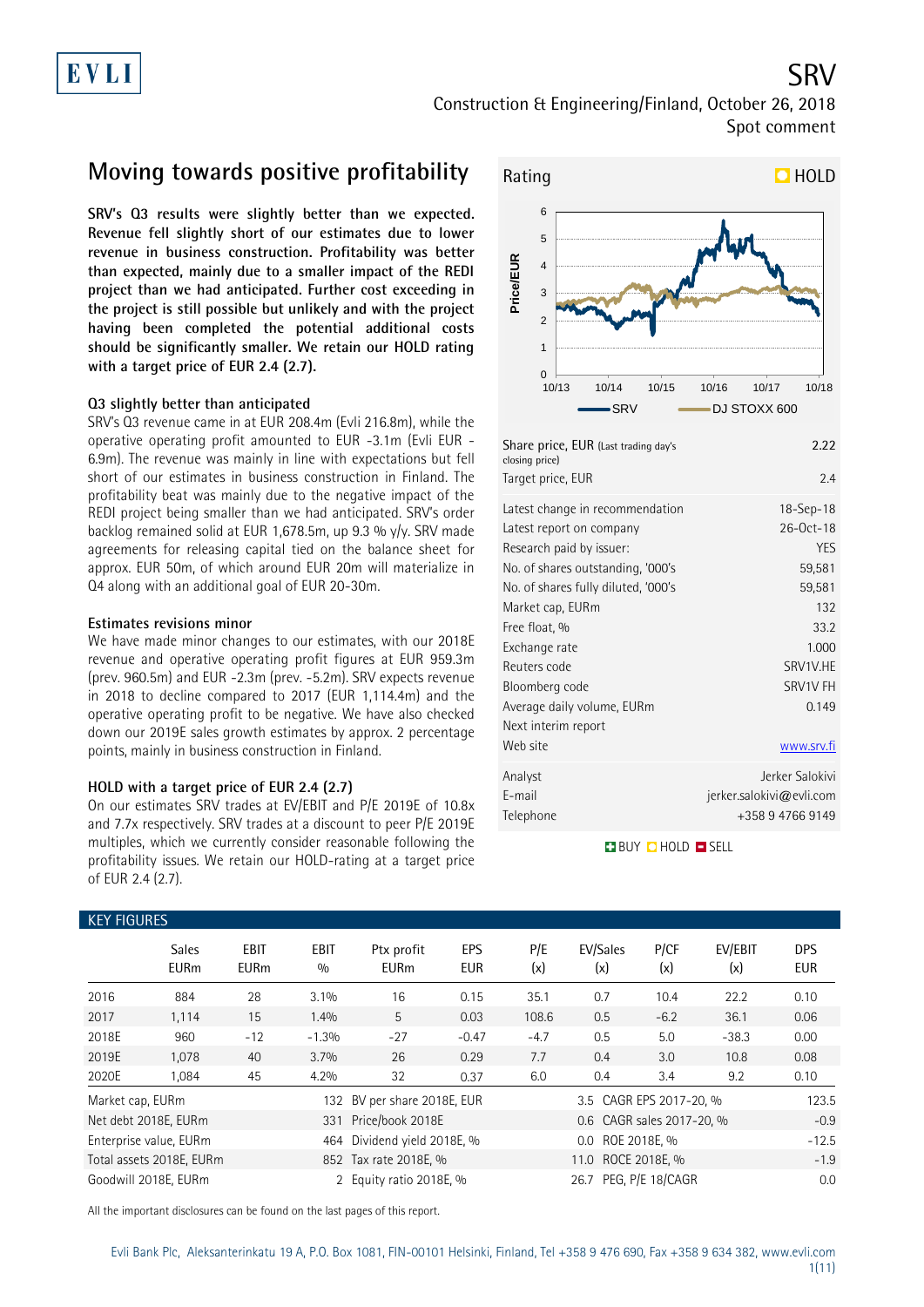# SRV

Construction & Engineering/Finland, October 26, 2018
Spot comment

## Moving towards positive profitability

**SRV's Q3 results were slightly better than we expected. Revenue fell slightly short of our estimates due to lower revenue in business construction. Profitability was better than expected, mainly due to a smaller impact of the REDI project than we had anticipated. Further cost exceeding in the project is still possible but unlikely and with the project having been completed the potential additional costs should be significantly smaller. We retain our HOLD rating with a target price of EUR 2.4 (2.7).**

### Q3 slightly better than anticipated

SRV's Q3 revenue came in at EUR 208.4m (Evli 216.8m), while the operative operating profit amounted to EUR -3.1m (Evli EUR -6.9m). The revenue was mainly in line with expectations but fell short of our estimates in business construction in Finland. The profitability beat was mainly due to the negative impact of the REDI project being smaller than we had anticipated. SRV's order backlog remained solid at EUR 1,678.5m, up 9.3 % y/y. SRV made agreements for releasing capital tied on the balance sheet for approx. EUR 50m, of which around EUR 20m will materialize in Q4 along with an additional goal of EUR 20-30m.

### Estimates revisions minor

We have made minor changes to our estimates, with our 2018E revenue and operative operating profit figures at EUR 959.3m (prev. 960.5m) and EUR -2.3m (prev. -5.2m). SRV expects revenue in 2018 to decline compared to 2017 (EUR 1,114.4m) and the operative operating profit to be negative. We have also checked down our 2019E sales growth estimates by approx. 2 percentage points, mainly in business construction in Finland.

### HOLD with a target price of EUR 2.4 (2.7)

On our estimates SRV trades at EV/EBIT and P/E 2019E of 10.8x and 7.7x respectively. SRV trades at a discount to peer P/E 2019E multiples, which we currently consider reasonable following the profitability issues. We retain our HOLD-rating at a target price of EUR 2.4 (2.7).

**Rating: HOLD**

| | |
|---|---|
| Share price, EUR (Last trading day's closing price) | 2.22 |
| Target price, EUR | 2.4 |
| Latest change in recommendation | 18-Sep-18 |
| Latest report on company | 26-Oct-18 |
| Research paid by issuer: | YES |
| No. of shares outstanding, '000's | 59,581 |
| No. of shares fully diluted, '000's | 59,581 |
| Market cap, EURm | 132 |
| Free float, % | 33.2 |
| Exchange rate | 1.000 |
| Reuters code | SRV1V.HE |
| Bloomberg code | SRV1V FH |
| Average daily volume, EURm | 0.149 |
| Next interim report | |
| Web site | www.srv.fi |
| Analyst | Jerker Salokivi |
| E-mail | jerker.salokivi@evli.com |
| Telephone | +358 9 4766 9149 |

BUY HOLD SELL

### KEY FIGURES

| | Sales EURm | EBIT EURm | EBIT % | Ptx profit EURm | EPS EUR | P/E (x) | EV/Sales (x) | P/CF (x) | EV/EBIT (x) | DPS EUR |
|---|---|---|---|---|---|---|---|---|---|---|
| 2016 | 884 | 28 | 3.1% | 16 | 0.15 | 35.1 | 0.7 | 10.4 | 22.2 | 0.10 |
| 2017 | 1,114 | 15 | 1.4% | 5 | 0.03 | 108.6 | 0.5 | -6.2 | 36.1 | 0.06 |
| 2018E | 960 | -12 | -1.3% | -27 | -0.47 | -4.7 | 0.5 | 5.0 | -38.3 | 0.00 |
| 2019E | 1,078 | 40 | 3.7% | 26 | 0.29 | 7.7 | 0.4 | 3.0 | 10.8 | 0.08 |
| 2020E | 1,084 | 45 | 4.2% | 32 | 0.37 | 6.0 | 0.4 | 3.4 | 9.2 | 0.10 |

| | | | | | |
|---|---|---|---|---|---|
| Market cap, EURm | 132 | BV per share 2018E, EUR | 3.5 | CAGR EPS 2017-20, % | 123.5 |
| Net debt 2018E, EURm | 331 | Price/book 2018E | 0.6 | CAGR sales 2017-20, % | -0.9 |
| Enterprise value, EURm | 464 | Dividend yield 2018E, % | 0.0 | ROE 2018E, % | -12.5 |
| Total assets 2018E, EURm | 852 | Tax rate 2018E, % | 11.0 | ROCE 2018E, % | -1.9 |
| Goodwill 2018E, EURm | 2 | Equity ratio 2018E, % | 26.7 | PEG, P/E 18/CAGR | 0.0 |

All the important disclosures can be found on the last pages of this report.

Evli Bank Plc, Aleksanterinkatu 19 A, P.O. Box 1081, FIN-00101 Helsinki, Finland, Tel +358 9 476 690, Fax +358 9 634 382, www.evli.com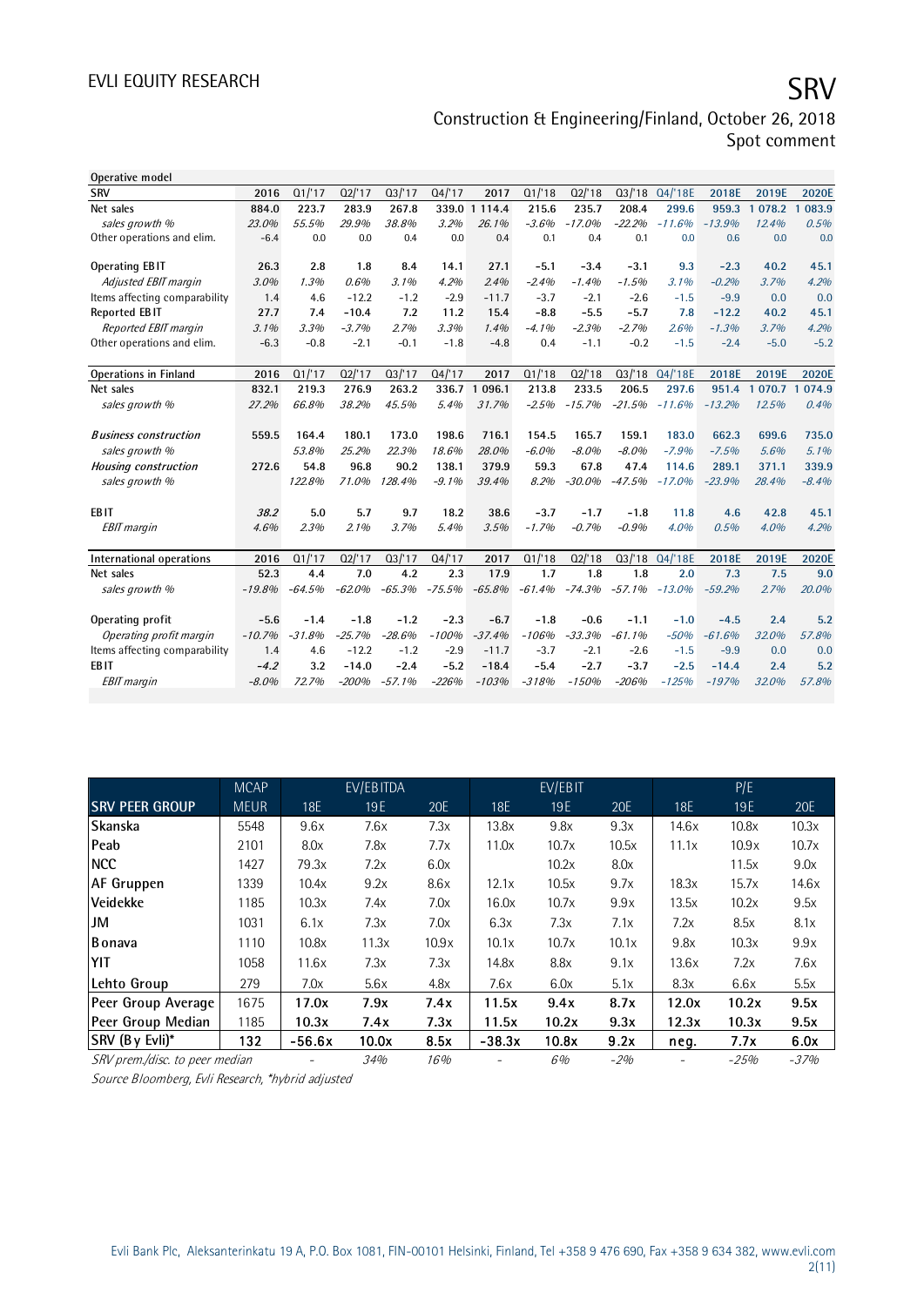**Operative model**

| SRV | 2016 | Q1/'17 | Q2/'17 | Q3/'17 | Q4/'17 | 2017 | Q1/'18 | Q2/'18 | Q3/'18 | Q4/'18E | 2018E | 2019E | 2020E |
|---|---|---|---|---|---|---|---|---|---|---|---|---|---|
| **Net sales** | **884.0** | **223.7** | **283.9** | **267.8** | **339.0** | **1 114.4** | **215.6** | **235.7** | **208.4** | **299.6** | **959.3** | **1 078.2** | **1 083.9** |
| *sales growth %* | *23.0%* | *55.5%* | *29.9%* | *38.8%* | *3.2%* | *26.1%* | *-3.6%* | *-17.0%* | *-22.2%* | *-11.6%* | *-13.9%* | *12.4%* | *0.5%* |
| Other operations and elim. | -6.4 | 0.0 | 0.0 | 0.4 | 0.0 | 0.4 | 0.1 | 0.4 | 0.1 | 0.0 | 0.6 | 0.0 | 0.0 |
| | | | | | | | | | | | | | |
| **Operating EBIT** | **26.3** | **2.8** | **1.8** | **8.4** | **14.1** | **27.1** | **-5.1** | **-3.4** | **-3.1** | **9.3** | **-2.3** | **40.2** | **45.1** |
| *Adjusted EBIT margin* | *3.0%* | *1.3%* | *0.6%* | *3.1%* | *4.2%* | *2.4%* | *-2.4%* | *-1.4%* | *-1.5%* | *3.1%* | *-0.2%* | *3.7%* | *4.2%* |
| Items affecting comparability | 1.4 | 4.6 | -12.2 | -1.2 | -2.9 | -11.7 | -3.7 | -2.1 | -2.6 | -1.5 | -9.9 | 0.0 | 0.0 |
| **Reported EBIT** | **27.7** | **7.4** | **-10.4** | **7.2** | **11.2** | **15.4** | **-8.8** | **-5.5** | **-5.7** | **7.8** | **-12.2** | **40.2** | **45.1** |
| *Reported EBIT margin* | *3.1%* | *3.3%* | *-3.7%* | *2.7%* | *3.3%* | *1.4%* | *-4.1%* | *-2.3%* | *-2.7%* | *2.6%* | *-1.3%* | *3.7%* | *4.2%* |
| Other operations and elim. | -6.3 | -0.8 | -2.1 | -0.1 | -1.8 | -4.8 | 0.4 | -1.1 | -0.2 | -1.5 | -2.4 | -5.0 | -5.2 |

| Operations in Finland | 2016 | Q1/'17 | Q2/'17 | Q3/'17 | Q4/'17 | 2017 | Q1/'18 | Q2/'18 | Q3/'18 | Q4/'18E | 2018E | 2019E | 2020E |
|---|---|---|---|---|---|---|---|---|---|---|---|---|---|
| Net sales | 832.1 | 219.3 | 276.9 | 263.2 | 336.7 | 1 096.1 | 213.8 | 233.5 | 206.5 | 297.6 | 951.4 | 1 070.7 | 1 074.9 |
| *sales growth %* | *27.2%* | *66.8%* | *38.2%* | *45.5%* | *5.4%* | *31.7%* | *-2.5%* | *-15.7%* | *-21.5%* | *-11.6%* | *-13.2%* | *12.5%* | *0.4%* |
| | | | | | | | | | | | | | |
| ***Business construction*** | **559.5** | **164.4** | **180.1** | **173.0** | **198.6** | **716.1** | **154.5** | **165.7** | **159.1** | **183.0** | **662.3** | **699.6** | **735.0** |
| *sales growth %* | | *53.8%* | *25.2%* | *22.3%* | *18.6%* | *28.0%* | *-6.0%* | *-8.0%* | *-8.0%* | *-7.9%* | *-7.5%* | *5.6%* | *5.1%* |
| ***Housing construction*** | **272.6** | **54.8** | **96.8** | **90.2** | **138.1** | **379.9** | **59.3** | **67.8** | **47.4** | **114.6** | **289.1** | **371.1** | **339.9** |
| *sales growth %* | | *122.8%* | *71.0%* | *128.4%* | *-9.1%* | *39.4%* | *8.2%* | *-30.0%* | *-47.5%* | *-17.0%* | *-23.9%* | *28.4%* | *-8.4%* |
| | | | | | | | | | | | | | |
| **EBIT** | ***38.2*** | **5.0** | **5.7** | **9.7** | **18.2** | **38.6** | **-3.7** | **-1.7** | **-1.8** | **11.8** | **4.6** | **42.8** | **45.1** |
| *EBIT margin* | *4.6%* | *2.3%* | *2.1%* | *3.7%* | *5.4%* | *3.5%* | *-1.7%* | *-0.7%* | *-0.9%* | *4.0%* | *0.5%* | *4.0%* | *4.2%* |

| International operations | 2016 | Q1/'17 | Q2/'17 | Q3/'17 | Q4/'17 | 2017 | Q1/'18 | Q2/'18 | Q3/'18 | Q4/'18E | 2018E | 2019E | 2020E |
|---|---|---|---|---|---|---|---|---|---|---|---|---|---|
| **Net sales** | **52.3** | **4.4** | **7.0** | **4.2** | **2.3** | **17.9** | **1.7** | **1.8** | **1.8** | **2.0** | **7.3** | **7.5** | **9.0** |
| *sales growth %* | *-19.8%* | *-64.5%* | *-62.0%* | *-65.3%* | *-75.5%* | *-65.8%* | *-61.4%* | *-74.3%* | *-57.1%* | *-13.0%* | *-59.2%* | *2.7%* | *20.0%* |
| | | | | | | | | | | | | | |
| Operating profit | -5.6 | -1.4 | -1.8 | -1.2 | -2.3 | -6.7 | -1.8 | -0.6 | -1.1 | -1.0 | -4.5 | 2.4 | 5.2 |
| *Operating profit margin* | *-10.7%* | *-31.8%* | *-25.7%* | *-28.6%* | *-100%* | *-37.4%* | *-106%* | *-33.3%* | *-61.1%* | *-50%* | *-61.6%* | *32.0%* | *57.8%* |
| Items affecting comparability | 1.4 | 4.6 | -12.2 | -1.2 | -2.9 | -11.7 | -3.7 | -2.1 | -2.6 | -1.5 | -9.9 | 0.0 | 0.0 |
| EBIT | *-4.2* | 3.2 | -14.0 | -2.4 | -5.2 | -18.4 | -5.4 | -2.7 | -3.7 | -2.5 | -14.4 | 2.4 | 5.2 |
| *EBIT margin* | *-8.0%* | *72.7%* | *-200%* | *-57.1%* | *-226%* | *-103%* | *-318%* | *-150%* | *-206%* | *-125%* | *-197%* | *32.0%* | *57.8%* |

| | MCAP | EV/EBITDA | | | EV/EBIT | | | P/E | | |
|---|---|---|---|---|---|---|---|---|---|---|
| **SRV PEER GROUP** | MEUR | 18E | 19E | 20E | 18E | 19E | 20E | 18E | 19E | 20E |
| **Skanska** | 5548 | 9.6x | 7.6x | 7.3x | 13.8x | 9.8x | 9.3x | 14.6x | 10.8x | 10.3x |
| **Peab** | 2101 | 8.0x | 7.8x | 7.7x | 11.0x | 10.7x | 10.5x | 11.1x | 10.9x | 10.7x |
| **NCC** | 1427 | 79.3x | 7.2x | 6.0x | | 10.2x | 8.0x | | 11.5x | 9.0x |
| **AF Gruppen** | 1339 | 10.4x | 9.2x | 8.6x | 12.1x | 10.5x | 9.7x | 18.3x | 15.7x | 14.6x |
| **Veidekke** | 1185 | 10.3x | 7.4x | 7.0x | 16.0x | 10.7x | 9.9x | 13.5x | 10.2x | 9.5x |
| **JM** | 1031 | 6.1x | 7.3x | 7.0x | 6.3x | 7.3x | 7.1x | 7.2x | 8.5x | 8.1x |
| **Bonava** | 1110 | 10.8x | 11.3x | 10.9x | 10.1x | 10.7x | 10.1x | 9.8x | 10.3x | 9.9x |
| **YIT** | 1058 | 11.6x | 7.3x | 7.3x | 14.8x | 8.8x | 9.1x | 13.6x | 7.2x | 7.6x |
| **Lehto Group** | 279 | 7.0x | 5.6x | 4.8x | 7.6x | 6.0x | 5.1x | 8.3x | 6.6x | 5.5x |
| **Peer Group Average** | 1675 | **17.0x** | **7.9x** | **7.4x** | **11.5x** | **9.4x** | **8.7x** | **12.0x** | **10.2x** | **9.5x** |
| **Peer Group Median** | 1185 | **10.3x** | **7.4x** | **7.3x** | **11.5x** | **10.2x** | **9.3x** | **12.3x** | **10.3x** | **9.5x** |
| **SRV (By Evli)*** | **132** | **-56.6x** | **10.0x** | **8.5x** | **-38.3x** | **10.8x** | **9.2x** | **neg.** | **7.7x** | **6.0x** |
| *SRV prem./disc. to peer median* | | *-* | *34%* | *16%* | *-* | *6%* | *-2%* | *-* | *-25%* | *-37%* |

*Source Bloomberg, Evli Research, *hybrid adjusted*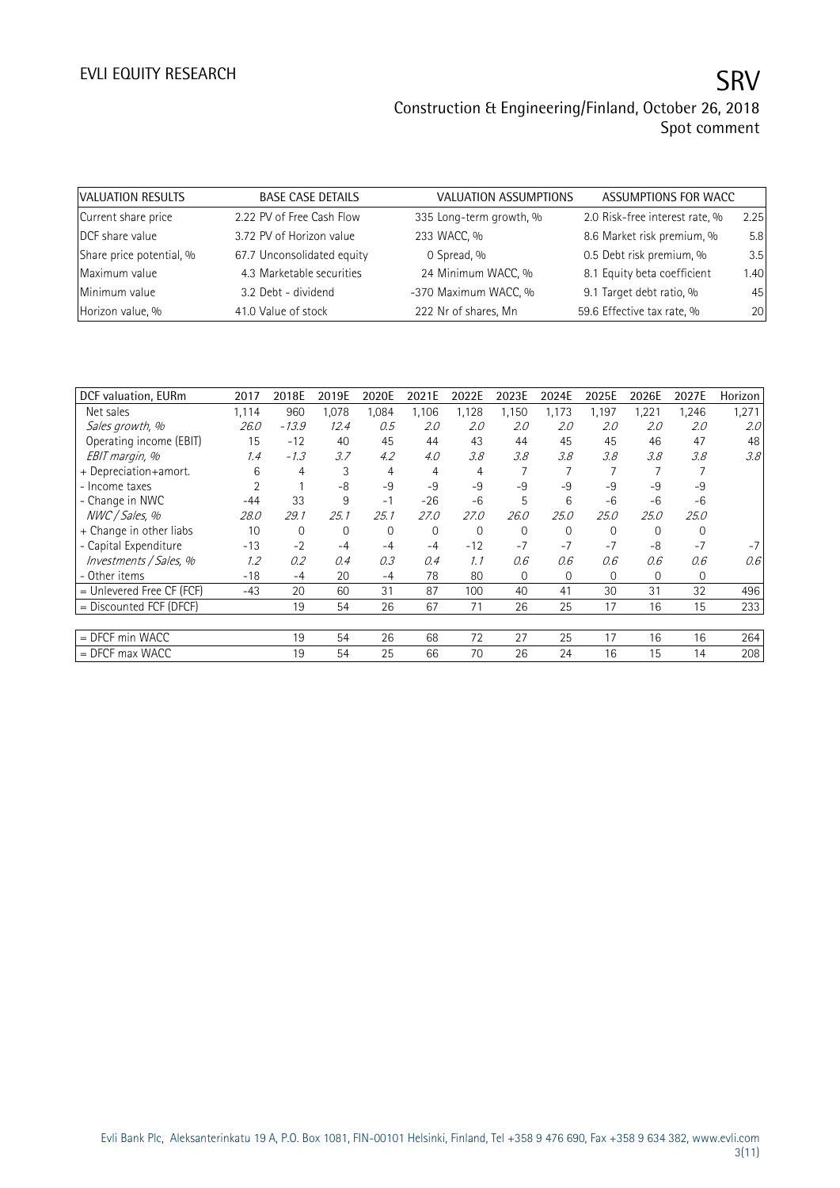| VALUATION RESULTS | BASE CASE DETAILS | VALUATION ASSUMPTIONS | ASSUMPTIONS FOR WACC | |
|---|---|---|---|---|
| Current share price | 2.22 PV of Free Cash Flow | 335 Long-term growth, % | 2.0 Risk-free interest rate, % | 2.25 |
| DCF share value | 3.72 PV of Horizon value | 233 WACC, % | 8.6 Market risk premium, % | 5.8 |
| Share price potential, % | 67.7 Unconsolidated equity | 0 Spread, % | 0.5 Debt risk premium, % | 3.5 |
| Maximum value | 4.3 Marketable securities | 24 Minimum WACC, % | 8.1 Equity beta coefficient | 1.40 |
| Minimum value | 3.2 Debt - dividend | -370 Maximum WACC, % | 9.1 Target debt ratio, % | 45 |
| Horizon value, % | 41.0 Value of stock | 222 Nr of shares, Mn | 59.6 Effective tax rate, % | 20 |

| DCF valuation, EURm | 2017 | 2018E | 2019E | 2020E | 2021E | 2022E | 2023E | 2024E | 2025E | 2026E | 2027E | Horizon |
|---|---|---|---|---|---|---|---|---|---|---|---|---|
| Net sales | 1,114 | 960 | 1,078 | 1,084 | 1,106 | 1,128 | 1,150 | 1,173 | 1,197 | 1,221 | 1,246 | 1,271 |
| *Sales growth, %* | *26.0* | *-13.9* | *12.4* | *0.5* | *2.0* | *2.0* | *2.0* | *2.0* | *2.0* | *2.0* | *2.0* | *2.0* |
| Operating income (EBIT) | 15 | -12 | 40 | 45 | 44 | 43 | 44 | 45 | 45 | 46 | 47 | 48 |
| *EBIT margin, %* | *1.4* | *-1.3* | *3.7* | *4.2* | *4.0* | *3.8* | *3.8* | *3.8* | *3.8* | *3.8* | *3.8* | *3.8* |
| + Depreciation+amort. | 6 | 4 | 3 | 4 | 4 | 4 | 7 | 7 | 7 | 7 | 7 | |
| - Income taxes | 2 | 1 | -8 | -9 | -9 | -9 | -9 | -9 | -9 | -9 | -9 | |
| - Change in NWC | -44 | 33 | 9 | -1 | -26 | -6 | 5 | 6 | -6 | -6 | -6 | |
| *NWC / Sales, %* | *28.0* | *29.1* | *25.1* | *25.1* | *27.0* | *27.0* | *26.0* | *25.0* | *25.0* | *25.0* | *25.0* | |
| + Change in other liabs | 10 | 0 | 0 | 0 | 0 | 0 | 0 | 0 | 0 | 0 | 0 | |
| - Capital Expenditure | -13 | -2 | -4 | -4 | -4 | -12 | -7 | -7 | -7 | -8 | -7 | -7 |
| *Investments / Sales, %* | *1.2* | *0.2* | *0.4* | *0.3* | *0.4* | *1.1* | *0.6* | *0.6* | *0.6* | *0.6* | *0.6* | *0.6* |
| - Other items | -18 | -4 | 20 | -4 | 78 | 80 | 0 | 0 | 0 | 0 | 0 | |
| = Unlevered Free CF (FCF) | -43 | 20 | 60 | 31 | 87 | 100 | 40 | 41 | 30 | 31 | 32 | 496 |
| = Discounted FCF (DFCF) | | 19 | 54 | 26 | 67 | 71 | 26 | 25 | 17 | 16 | 15 | 233 |
| | | | | | | | | | | | | |
| = DFCF min WACC | | 19 | 54 | 26 | 68 | 72 | 27 | 25 | 17 | 16 | 16 | 264 |
| = DFCF max WACC | | 19 | 54 | 25 | 66 | 70 | 26 | 24 | 16 | 15 | 14 | 208 |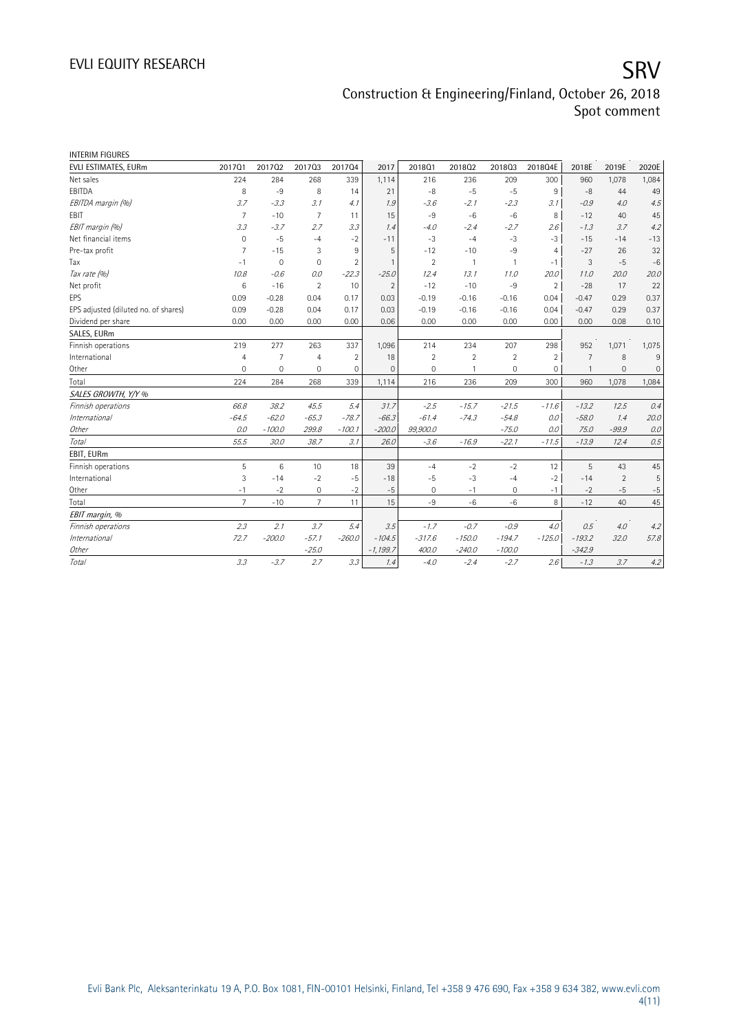INTERIM FIGURES

| EVLI ESTIMATES, EURm | 2017Q1 | 2017Q2 | 2017Q3 | 2017Q4 | 2017 | 2018Q1 | 2018Q2 | 2018Q3 | 2018Q4E | 2018E | 2019E | 2020E |
|---|---|---|---|---|---|---|---|---|---|---|---|---|
| Net sales | 224 | 284 | 268 | 339 | 1,114 | 216 | 236 | 209 | 300 | 960 | 1,078 | 1,084 |
| EBITDA | 8 | -9 | 8 | 14 | 21 | -8 | -5 | -5 | 9 | -8 | 44 | 49 |
| *EBITDA margin (%)* | *3.7* | *-3.3* | *3.1* | *4.1* | *1.9* | *-3.6* | *-2.1* | *-2.3* | *3.1* | *-0.9* | *4.0* | *4.5* |
| EBIT | 7 | -10 | 7 | 11 | 15 | -9 | -6 | -6 | 8 | -12 | 40 | 45 |
| *EBIT margin (%)* | *3.3* | *-3.7* | *2.7* | *3.3* | *1.4* | *-4.0* | *-2.4* | *-2.7* | *2.6* | *-1.3* | *3.7* | *4.2* |
| Net financial items | 0 | -5 | -4 | -2 | -11 | -3 | -4 | -3 | -3 | -15 | -14 | -13 |
| Pre-tax profit | 7 | -15 | 3 | 9 | 5 | -12 | -10 | -9 | 4 | -27 | 26 | 32 |
| Tax | -1 | 0 | 0 | 2 | 1 | 2 | 1 | 1 | -1 | 3 | -5 | -6 |
| *Tax rate (%)* | *10.8* | *-0.6* | *0.0* | *-22.3* | *-25.0* | *12.4* | *13.1* | *11.0* | *20.0* | *11.0* | *20.0* | *20.0* |
| Net profit | 6 | -16 | 2 | 10 | 2 | -12 | -10 | -9 | 2 | -28 | 17 | 22 |
| EPS | 0.09 | -0.28 | 0.04 | 0.17 | 0.03 | -0.19 | -0.16 | -0.16 | 0.04 | -0.47 | 0.29 | 0.37 |
| EPS adjusted (diluted no. of shares) | 0.09 | -0.28 | 0.04 | 0.17 | 0.03 | -0.19 | -0.16 | -0.16 | 0.04 | -0.47 | 0.29 | 0.37 |
| Dividend per share | 0.00 | 0.00 | 0.00 | 0.00 | 0.06 | 0.00 | 0.00 | 0.00 | 0.00 | 0.00 | 0.08 | 0.10 |
| SALES, EURm | | | | | | | | | | | | |
| Finnish operations | 219 | 277 | 263 | 337 | 1,096 | 214 | 234 | 207 | 298 | 952 | 1,071 | 1,075 |
| International | 4 | 7 | 4 | 2 | 18 | 2 | 2 | 2 | 2 | 7 | 8 | 9 |
| Other | 0 | 0 | 0 | 0 | 0 | 0 | 1 | 0 | 0 | 1 | 0 | 0 |
| Total | 224 | 284 | 268 | 339 | 1,114 | 216 | 236 | 209 | 300 | 960 | 1,078 | 1,084 |
| *SALES GROWTH, Y/Y %* | | | | | | | | | | | | |
| *Finnish operations* | *66.8* | *38.2* | *45.5* | *5.4* | *31.7* | *-2.5* | *-15.7* | *-21.5* | *-11.6* | *-13.2* | *12.5* | *0.4* |
| *International* | *-64.5* | *-62.0* | *-65.3* | *-78.7* | *-66.3* | *-61.4* | *-74.3* | *-54.8* | *0.0* | *-58.0* | *1.4* | *20.0* |
| *Other* | *0.0* | *-100.0* | *299.8* | *-100.1* | *-200.0* | *99,900.0* | | *-75.0* | *0.0* | *75.0* | *-99.9* | *0.0* |
| *Total* | *55.5* | *30.0* | *38.7* | *3.1* | *26.0* | *-3.6* | *-16.9* | *-22.1* | *-11.5* | *-13.9* | *12.4* | *0.5* |
| EBIT, EURm | | | | | | | | | | | | |
| Finnish operations | 5 | 6 | 10 | 18 | 39 | -4 | -2 | -2 | 12 | 5 | 43 | 45 |
| International | 3 | -14 | -2 | -5 | -18 | -5 | -3 | -4 | -2 | -14 | 2 | 5 |
| Other | -1 | -2 | 0 | -2 | -5 | 0 | -1 | 0 | -1 | -2 | -5 | -5 |
| Total | 7 | -10 | 7 | 11 | 15 | -9 | -6 | -6 | 8 | -12 | 40 | 45 |
| *EBIT margin, %* | | | | | | | | | | | | |
| *Finnish operations* | *2.3* | *2.1* | *3.7* | *5.4* | *3.5* | *-1.7* | *-0.7* | *-0.9* | *4.0* | *0.5* | *4.0* | *4.2* |
| *International* | *72.7* | *-200.0* | *-57.1* | *-260.0* | *-104.5* | *-317.6* | *-150.0* | *-194.7* | *-125.0* | *-193.2* | *32.0* | *57.8* |
| *Other* | | | *-25.0* | | *-1,199.7* | *400.0* | *-240.0* | *-100.0* | | *-342.9* | | |
| *Total* | *3.3* | *-3.7* | *2.7* | *3.3* | *1.4* | *-4.0* | *-2.4* | *-2.7* | *2.6* | *-1.3* | *3.7* | *4.2* |

Evli Bank Plc, Aleksanterinkatu 19 A, P.O. Box 1081, FIN-00101 Helsinki, Finland, Tel +358 9 476 690, Fax +358 9 634 382, www.evli.com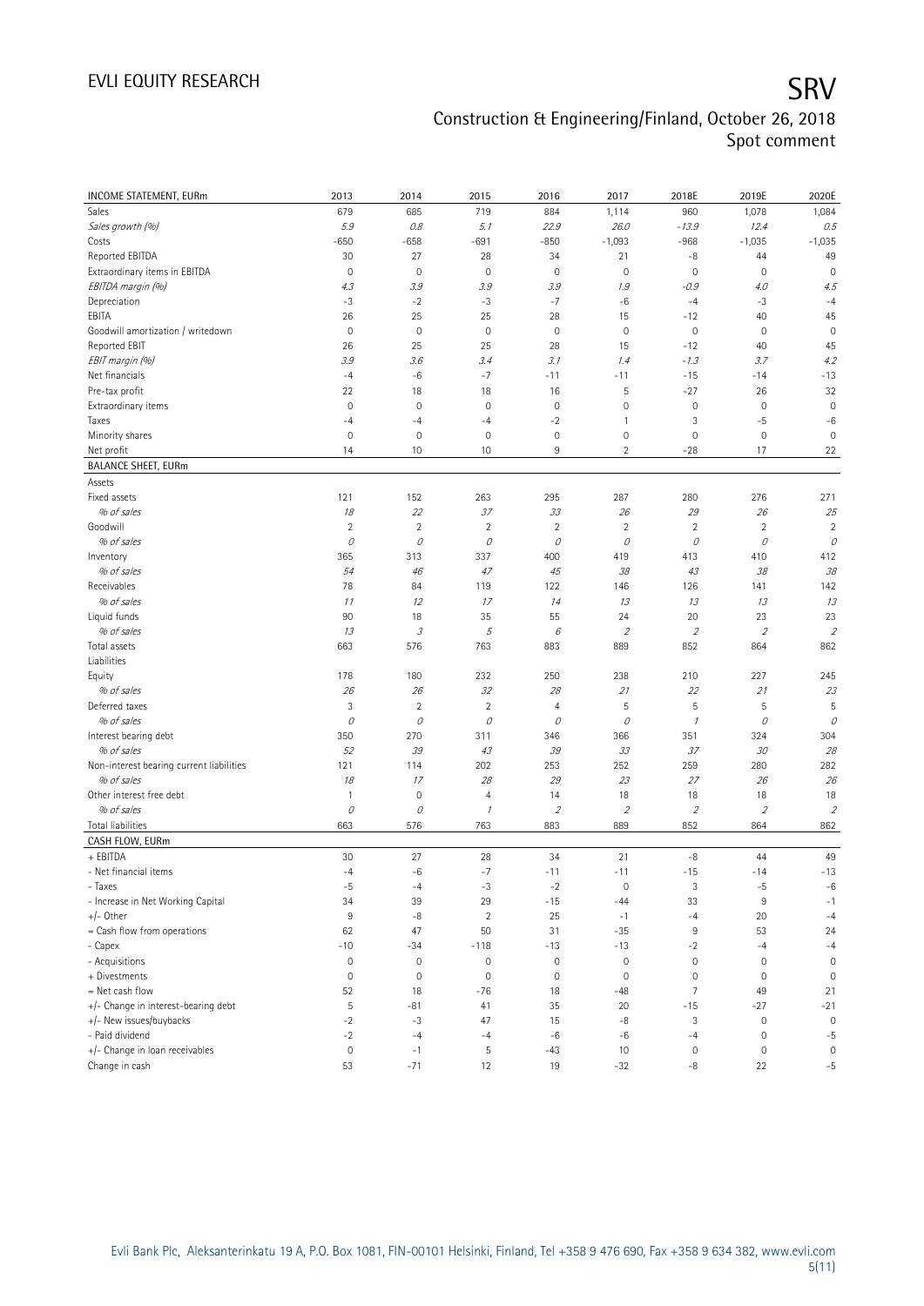# EVLI EQUITY RESEARCH

# SRV

## Construction & Engineering/Finland, October 26, 2018
## Spot comment

| INCOME STATEMENT, EURm | 2013 | 2014 | 2015 | 2016 | 2017 | 2018E | 2019E | 2020E |
|---|---|---|---|---|---|---|---|---|
| Sales | 679 | 685 | 719 | 884 | 1,114 | 960 | 1,078 | 1,084 |
| *Sales growth (%)* | *5.9* | *0.8* | *5.1* | *22.9* | *26.0* | *-13.9* | *12.4* | *0.5* |
| Costs | -650 | -658 | -691 | -850 | -1,093 | -968 | -1,035 | -1,035 |
| Reported EBITDA | 30 | 27 | 28 | 34 | 21 | -8 | 44 | 49 |
| Extraordinary items in EBITDA | 0 | 0 | 0 | 0 | 0 | 0 | 0 | 0 |
| *EBITDA margin (%)* | *4.3* | *3.9* | *3.9* | *3.9* | *1.9* | *-0.9* | *4.0* | *4.5* |
| Depreciation | -3 | -2 | -3 | -7 | -6 | -4 | -3 | -4 |
| EBITA | 26 | 25 | 25 | 28 | 15 | -12 | 40 | 45 |
| Goodwill amortization / writedown | 0 | 0 | 0 | 0 | 0 | 0 | 0 | 0 |
| Reported EBIT | 26 | 25 | 25 | 28 | 15 | -12 | 40 | 45 |
| *EBIT margin (%)* | *3.9* | *3.6* | *3.4* | *3.1* | *1.4* | *-1.3* | *3.7* | *4.2* |
| Net financials | -4 | -6 | -7 | -11 | -11 | -15 | -14 | -13 |
| Pre-tax profit | 22 | 18 | 18 | 16 | 5 | -27 | 26 | 32 |
| Extraordinary items | 0 | 0 | 0 | 0 | 0 | 0 | 0 | 0 |
| Taxes | -4 | -4 | -4 | -2 | 1 | 3 | -5 | -6 |
| Minority shares | 0 | 0 | 0 | 0 | 0 | 0 | 0 | 0 |
| Net profit | 14 | 10 | 10 | 9 | 2 | -28 | 17 | 22 |
| **BALANCE SHEET, EURm** | | | | | | | | |
| Assets | | | | | | | | |
| Fixed assets | 121 | 152 | 263 | 295 | 287 | 280 | 276 | 271 |
| *% of sales* | *18* | *22* | *37* | *33* | *26* | *29* | *26* | *25* |
| Goodwill | 2 | 2 | 2 | 2 | 2 | 2 | 2 | 2 |
| *% of sales* | *0* | *0* | *0* | *0* | *0* | *0* | *0* | *0* |
| Inventory | 365 | 313 | 337 | 400 | 419 | 413 | 410 | 412 |
| *% of sales* | *54* | *46* | *47* | *45* | *38* | *43* | *38* | *38* |
| Receivables | 78 | 84 | 119 | 122 | 146 | 126 | 141 | 142 |
| *% of sales* | *11* | *12* | *17* | *14* | *13* | *13* | *13* | *13* |
| Liquid funds | 90 | 18 | 35 | 55 | 24 | 20 | 23 | 23 |
| *% of sales* | *13* | *3* | *5* | *6* | *2* | *2* | *2* | *2* |
| Total assets | 663 | 576 | 763 | 883 | 889 | 852 | 864 | 862 |
| Liabilities | | | | | | | | |
| Equity | 178 | 180 | 232 | 250 | 238 | 210 | 227 | 245 |
| *% of sales* | *26* | *26* | *32* | *28* | *21* | *22* | *21* | *23* |
| Deferred taxes | 3 | 2 | 2 | 4 | 5 | 5 | 5 | 5 |
| *% of sales* | *0* | *0* | *0* | *0* | *0* | *1* | *0* | *0* |
| Interest bearing debt | 350 | 270 | 311 | 346 | 366 | 351 | 324 | 304 |
| *% of sales* | *52* | *39* | *43* | *39* | *33* | *37* | *30* | *28* |
| Non-interest bearing current liabilities | 121 | 114 | 202 | 253 | 252 | 259 | 280 | 282 |
| *% of sales* | *18* | *17* | *28* | *29* | *23* | *27* | *26* | *26* |
| Other interest free debt | 1 | 0 | 4 | 14 | 18 | 18 | 18 | 18 |
| *% of sales* | *0* | *0* | *1* | *2* | *2* | *2* | *2* | *2* |
| Total liabilities | 663 | 576 | 763 | 883 | 889 | 852 | 864 | 862 |
| **CASH FLOW, EURm** | | | | | | | | |
| + EBITDA | 30 | 27 | 28 | 34 | 21 | -8 | 44 | 49 |
| - Net financial items | -4 | -6 | -7 | -11 | -11 | -15 | -14 | -13 |
| - Taxes | -5 | -4 | -3 | -2 | 0 | 3 | -5 | -6 |
| - Increase in Net Working Capital | 34 | 39 | 29 | -15 | -44 | 33 | 9 | -1 |
| +/- Other | 9 | -8 | 2 | 25 | -1 | -4 | 20 | -4 |
| = Cash flow from operations | 62 | 47 | 50 | 31 | -35 | 9 | 53 | 24 |
| - Capex | -10 | -34 | -118 | -13 | -13 | -2 | -4 | -4 |
| - Acquisitions | 0 | 0 | 0 | 0 | 0 | 0 | 0 | 0 |
| + Divestments | 0 | 0 | 0 | 0 | 0 | 0 | 0 | 0 |
| = Net cash flow | 52 | 18 | -76 | 18 | -48 | 7 | 49 | 21 |
| +/- Change in interest-bearing debt | 5 | -81 | 41 | 35 | 20 | -15 | -27 | -21 |
| +/- New issues/buybacks | -2 | -3 | 47 | 15 | -8 | 3 | 0 | 0 |
| - Paid dividend | -2 | -4 | -4 | -6 | -6 | -4 | 0 | -5 |
| +/- Change in loan receivables | 0 | -1 | 5 | -43 | 10 | 0 | 0 | 0 |
| Change in cash | 53 | -71 | 12 | 19 | -32 | -8 | 22 | -5 |

Evli Bank Plc, Aleksanterinkatu 19 A, P.O. Box 1081, FIN-00101 Helsinki, Finland, Tel +358 9 476 690, Fax +358 9 634 382, www.evli.com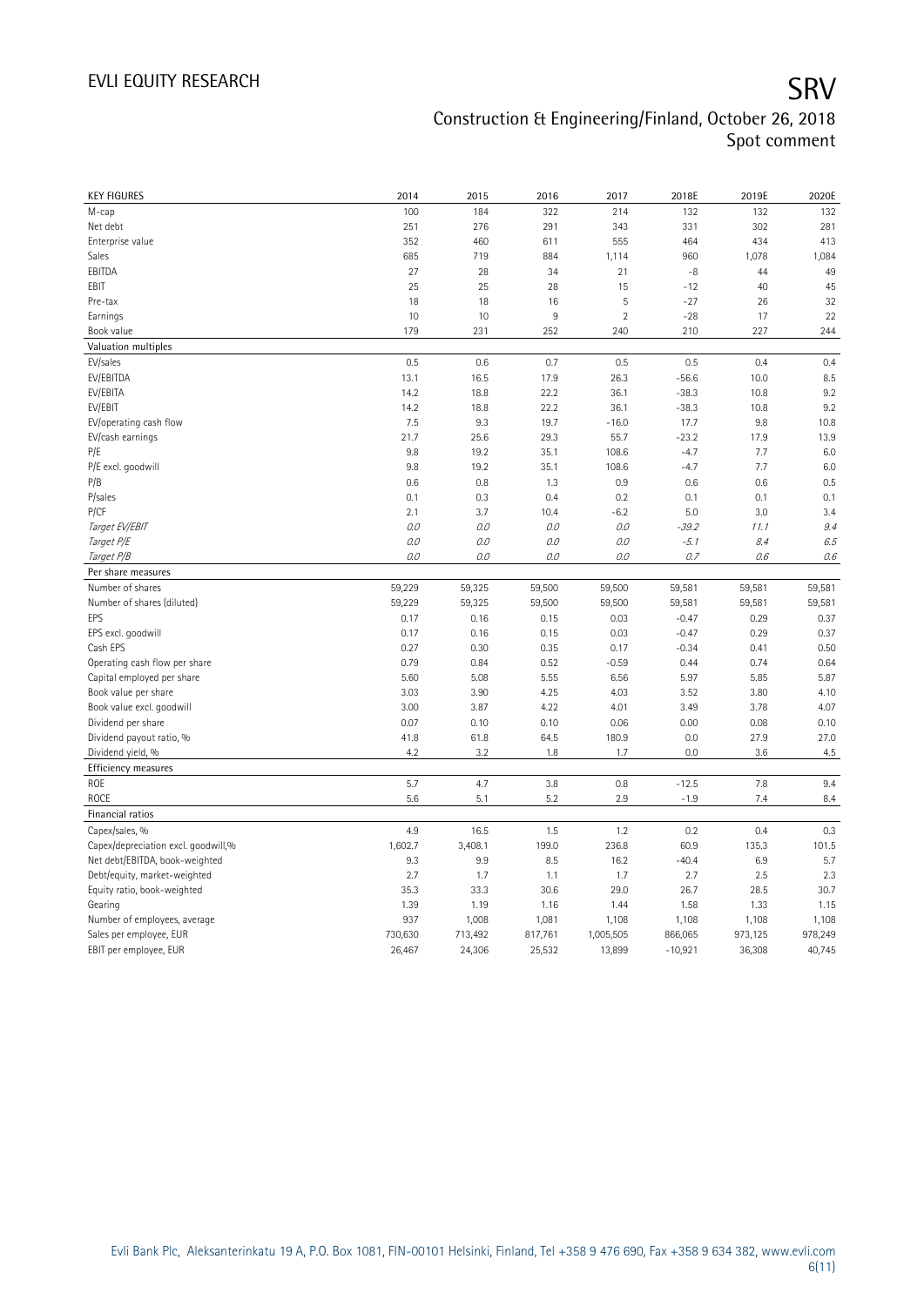| KEY FIGURES | 2014 | 2015 | 2016 | 2017 | 2018E | 2019E | 2020E |
|---|---|---|---|---|---|---|---|
| M-cap | 100 | 184 | 322 | 214 | 132 | 132 | 132 |
| Net debt | 251 | 276 | 291 | 343 | 331 | 302 | 281 |
| Enterprise value | 352 | 460 | 611 | 555 | 464 | 434 | 413 |
| Sales | 685 | 719 | 884 | 1,114 | 960 | 1,078 | 1,084 |
| EBITDA | 27 | 28 | 34 | 21 | -8 | 44 | 49 |
| EBIT | 25 | 25 | 28 | 15 | -12 | 40 | 45 |
| Pre-tax | 18 | 18 | 16 | 5 | -27 | 26 | 32 |
| Earnings | 10 | 10 | 9 | 2 | -28 | 17 | 22 |
| Book value | 179 | 231 | 252 | 240 | 210 | 227 | 244 |
| **Valuation multiples** | | | | | | | |
| EV/sales | 0.5 | 0.6 | 0.7 | 0.5 | 0.5 | 0.4 | 0.4 |
| EV/EBITDA | 13.1 | 16.5 | 17.9 | 26.3 | -56.6 | 10.0 | 8.5 |
| EV/EBITA | 14.2 | 18.8 | 22.2 | 36.1 | -38.3 | 10.8 | 9.2 |
| EV/EBIT | 14.2 | 18.8 | 22.2 | 36.1 | -38.3 | 10.8 | 9.2 |
| EV/operating cash flow | 7.5 | 9.3 | 19.7 | -16.0 | 17.7 | 9.8 | 10.8 |
| EV/cash earnings | 21.7 | 25.6 | 29.3 | 55.7 | -23.2 | 17.9 | 13.9 |
| P/E | 9.8 | 19.2 | 35.1 | 108.6 | -4.7 | 7.7 | 6.0 |
| P/E excl. goodwill | 9.8 | 19.2 | 35.1 | 108.6 | -4.7 | 7.7 | 6.0 |
| P/B | 0.6 | 0.8 | 1.3 | 0.9 | 0.6 | 0.6 | 0.5 |
| P/sales | 0.1 | 0.3 | 0.4 | 0.2 | 0.1 | 0.1 | 0.1 |
| P/CF | 2.1 | 3.7 | 10.4 | -6.2 | 5.0 | 3.0 | 3.4 |
| *Target EV/EBIT* | *0.0* | *0.0* | *0.0* | *0.0* | *-39.2* | *11.1* | *9.4* |
| *Target P/E* | *0.0* | *0.0* | *0.0* | *0.0* | *-5.1* | *8.4* | *6.5* |
| *Target P/B* | *0.0* | *0.0* | *0.0* | *0.0* | *0.7* | *0.6* | *0.6* |
| **Per share measures** | | | | | | | |
| Number of shares | 59,229 | 59,325 | 59,500 | 59,500 | 59,581 | 59,581 | 59,581 |
| Number of shares (diluted) | 59,229 | 59,325 | 59,500 | 59,500 | 59,581 | 59,581 | 59,581 |
| EPS | 0.17 | 0.16 | 0.15 | 0.03 | -0.47 | 0.29 | 0.37 |
| EPS excl. goodwill | 0.17 | 0.16 | 0.15 | 0.03 | -0.47 | 0.29 | 0.37 |
| Cash EPS | 0.27 | 0.30 | 0.35 | 0.17 | -0.34 | 0.41 | 0.50 |
| Operating cash flow per share | 0.79 | 0.84 | 0.52 | -0.59 | 0.44 | 0.74 | 0.64 |
| Capital employed per share | 5.60 | 5.08 | 5.55 | 6.56 | 5.97 | 5.85 | 5.87 |
| Book value per share | 3.03 | 3.90 | 4.25 | 4.03 | 3.52 | 3.80 | 4.10 |
| Book value excl. goodwill | 3.00 | 3.87 | 4.22 | 4.01 | 3.49 | 3.78 | 4.07 |
| Dividend per share | 0.07 | 0.10 | 0.10 | 0.06 | 0.00 | 0.08 | 0.10 |
| Dividend payout ratio, % | 41.8 | 61.8 | 64.5 | 180.9 | 0.0 | 27.9 | 27.0 |
| Dividend yield, % | 4.2 | 3.2 | 1.8 | 1.7 | 0.0 | 3.6 | 4.5 |
| **Efficiency measures** | | | | | | | |
| ROE | 5.7 | 4.7 | 3.8 | 0.8 | -12.5 | 7.8 | 9.4 |
| ROCE | 5.6 | 5.1 | 5.2 | 2.9 | -1.9 | 7.4 | 8.4 |
| **Financial ratios** | | | | | | | |
| Capex/sales, % | 4.9 | 16.5 | 1.5 | 1.2 | 0.2 | 0.4 | 0.3 |
| Capex/depreciation excl. goodwill,% | 1,602.7 | 3,408.1 | 199.0 | 236.8 | 60.9 | 135.3 | 101.5 |
| Net debt/EBITDA, book-weighted | 9.3 | 9.9 | 8.5 | 16.2 | -40.4 | 6.9 | 5.7 |
| Debt/equity, market-weighted | 2.7 | 1.7 | 1.1 | 1.7 | 2.7 | 2.5 | 2.3 |
| Equity ratio, book-weighted | 35.3 | 33.3 | 30.6 | 29.0 | 26.7 | 28.5 | 30.7 |
| Gearing | 1.39 | 1.19 | 1.16 | 1.44 | 1.58 | 1.33 | 1.15 |
| Number of employees, average | 937 | 1,008 | 1,081 | 1,108 | 1,108 | 1,108 | 1,108 |
| Sales per employee, EUR | 730,630 | 713,492 | 817,761 | 1,005,505 | 866,065 | 973,125 | 978,249 |
| EBIT per employee, EUR | 26,467 | 24,306 | 25,532 | 13,899 | -10,921 | 36,308 | 40,745 |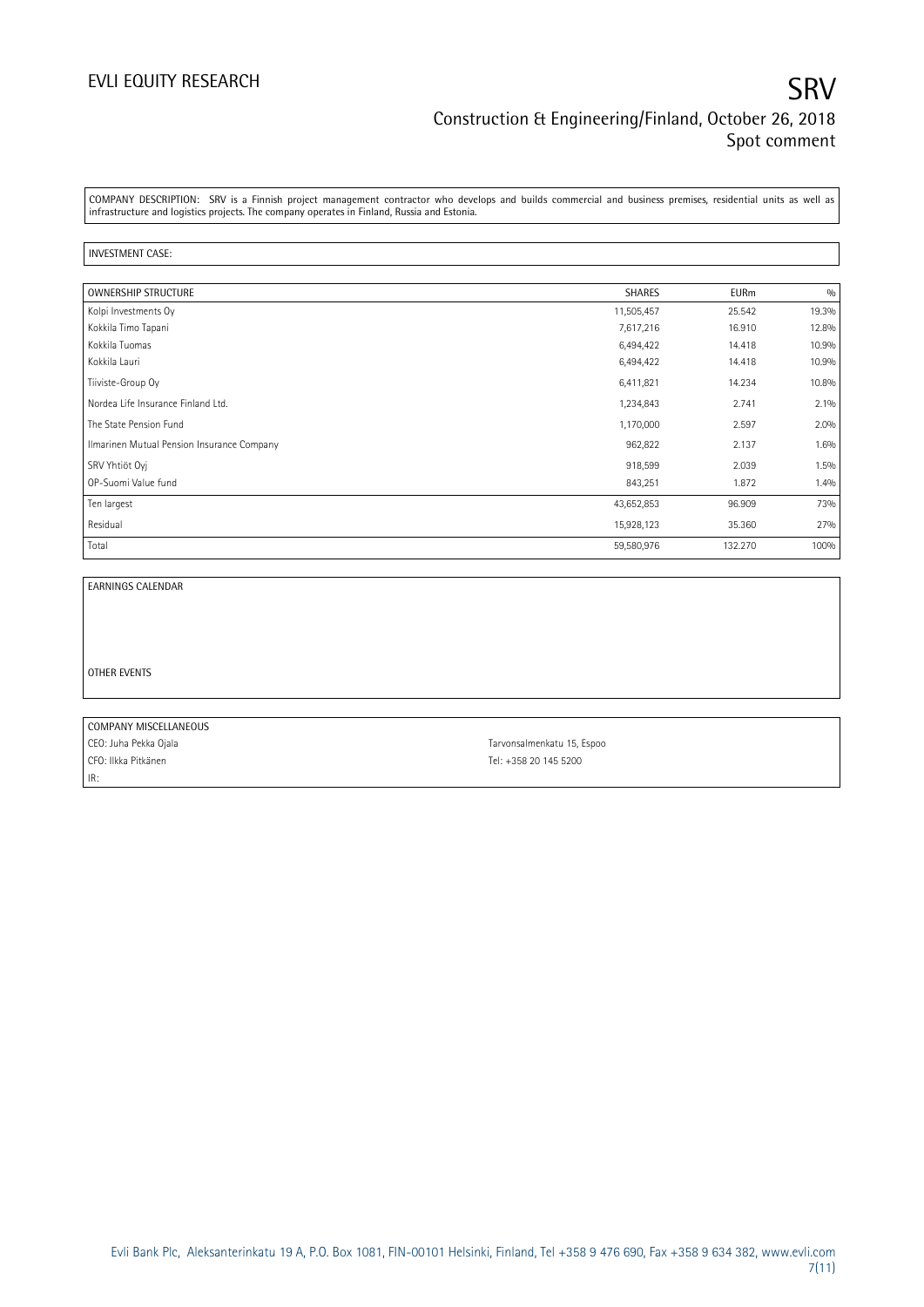COMPANY DESCRIPTION: SRV is a Finnish project management contractor who develops and builds commercial and business premises, residential units as well as infrastructure and logistics projects. The company operates in Finland, Russia and Estonia.

INVESTMENT CASE:

| OWNERSHIP STRUCTURE | SHARES | EURm | % |
|---|---|---|---|
| Kolpi Investments Oy | 11,505,457 | 25.542 | 19.3% |
| Kokkila Timo Tapani | 7,617,216 | 16.910 | 12.8% |
| Kokkila Tuomas | 6,494,422 | 14.418 | 10.9% |
| Kokkila Lauri | 6,494,422 | 14.418 | 10.9% |
| Tiiviste-Group Oy | 6,411,821 | 14.234 | 10.8% |
| Nordea Life Insurance Finland Ltd. | 1,234,843 | 2.741 | 2.1% |
| The State Pension Fund | 1,170,000 | 2.597 | 2.0% |
| Ilmarinen Mutual Pension Insurance Company | 962,822 | 2.137 | 1.6% |
| SRV Yhtiöt Oyj | 918,599 | 2.039 | 1.5% |
| OP-Suomi Value fund | 843,251 | 1.872 | 1.4% |
| Ten largest | 43,652,853 | 96.909 | 73% |
| Residual | 15,928,123 | 35.360 | 27% |
| Total | 59,580,976 | 132.270 | 100% |

EARNINGS CALENDAR

OTHER EVENTS

COMPANY MISCELLANEOUS

CEO: Juha Pekka Ojala

CFO: Ilkka Pitkänen

IR:

Tarvonsalmenkatu 15, Espoo

Tel: +358 20 145 5200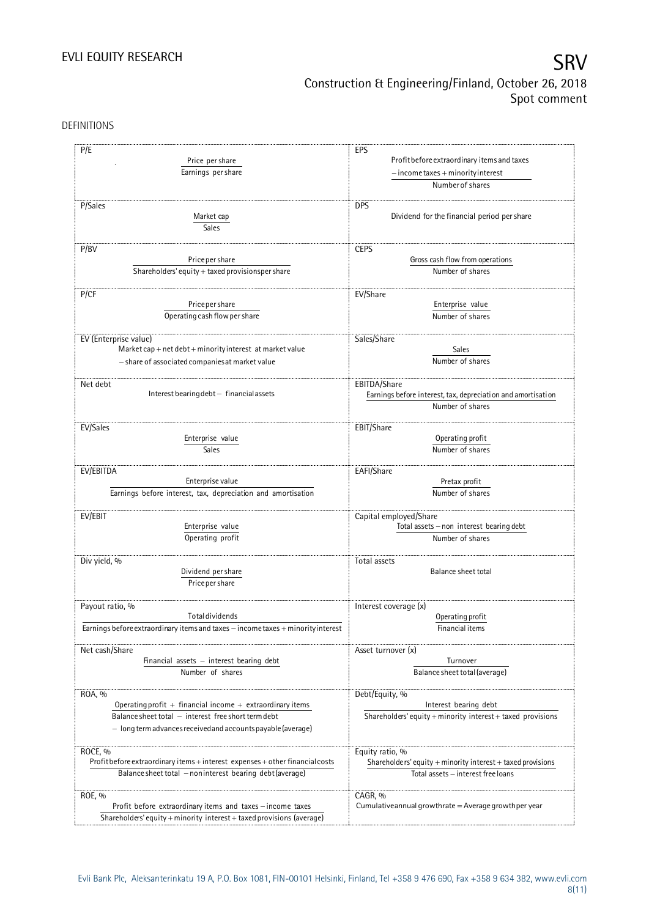## DEFINITIONS

| Term | Definition | Term | Definition |
|---|---|---|---|
| P/E | $\frac{\text{Price per share}}{\text{Earnings per share}}$ | EPS | $\frac{\text{Profit before extraordinary items and taxes} - \text{income taxes} + \text{minority interest}}{\text{Number of shares}}$ |
| P/Sales | $\frac{\text{Market cap}}{\text{Sales}}$ | DPS | Dividend for the financial period per share |
| P/BV | $\frac{\text{Price per share}}{\text{Shareholders' equity} + \text{taxed provisions per share}}$ | CEPS | $\frac{\text{Gross cash flow from operations}}{\text{Number of shares}}$ |
| P/CF | $\frac{\text{Price per share}}{\text{Operating cash flow per share}}$ | EV/Share | $\frac{\text{Enterprise value}}{\text{Number of shares}}$ |
| EV (Enterprise value) | Market cap + net debt + minority interest at market value − share of associated companies at market value | Sales/Share | $\frac{\text{Sales}}{\text{Number of shares}}$ |
| Net debt | Interest bearing debt − financial assets | EBITDA/Share | $\frac{\text{Earnings before interest, tax, depreciation and amortisation}}{\text{Number of shares}}$ |
| EV/Sales | $\frac{\text{Enterprise value}}{\text{Sales}}$ | EBIT/Share | $\frac{\text{Operating profit}}{\text{Number of shares}}$ |
| EV/EBITDA | $\frac{\text{Enterprise value}}{\text{Earnings before interest, tax, depreciation and amortisation}}$ | EAFI/Share | $\frac{\text{Pretax profit}}{\text{Number of shares}}$ |
| EV/EBIT | $\frac{\text{Enterprise value}}{\text{Operating profit}}$ | Capital employed/Share | $\frac{\text{Total assets} - \text{non interest bearing debt}}{\text{Number of shares}}$ |
| Div yield, % | $\frac{\text{Dividend per share}}{\text{Price per share}}$ | Total assets | Balance sheet total |
| Payout ratio, % | $\frac{\text{Total dividends}}{\text{Earnings before extraordinary items and taxes} - \text{income taxes} + \text{minority interest}}$ | Interest coverage (x) | $\frac{\text{Operating profit}}{\text{Financial items}}$ |
| Net cash/Share | $\frac{\text{Financial assets} - \text{interest bearing debt}}{\text{Number of shares}}$ | Asset turnover (x) | $\frac{\text{Turnover}}{\text{Balance sheet total (average)}}$ |
| ROA, % | $\frac{\text{Operating profit} + \text{financial income} + \text{extraordinary items}}{\text{Balance sheet total} - \text{interest free short term debt} - \text{long term advances received and accounts payable (average)}}$ | Debt/Equity, % | $\frac{\text{Interest bearing debt}}{\text{Shareholders' equity} + \text{minority interest} + \text{taxed provisions}}$ |
| ROCE, % | $\frac{\text{Profit before extraordinary items} + \text{interest expenses} + \text{other financial costs}}{\text{Balance sheet total} - \text{noninterest bearing debt (average)}}$ | Equity ratio, % | $\frac{\text{Shareholders' equity} + \text{minority interest} + \text{taxed provisions}}{\text{Total assets} - \text{interest free loans}}$ |
| ROE, % | $\frac{\text{Profit before extraordinary items and taxes} - \text{income taxes}}{\text{Shareholders' equity} + \text{minority interest} + \text{taxed provisions (average)}}$ | CAGR, % | Cumulative annual growth rate = Average growth per year |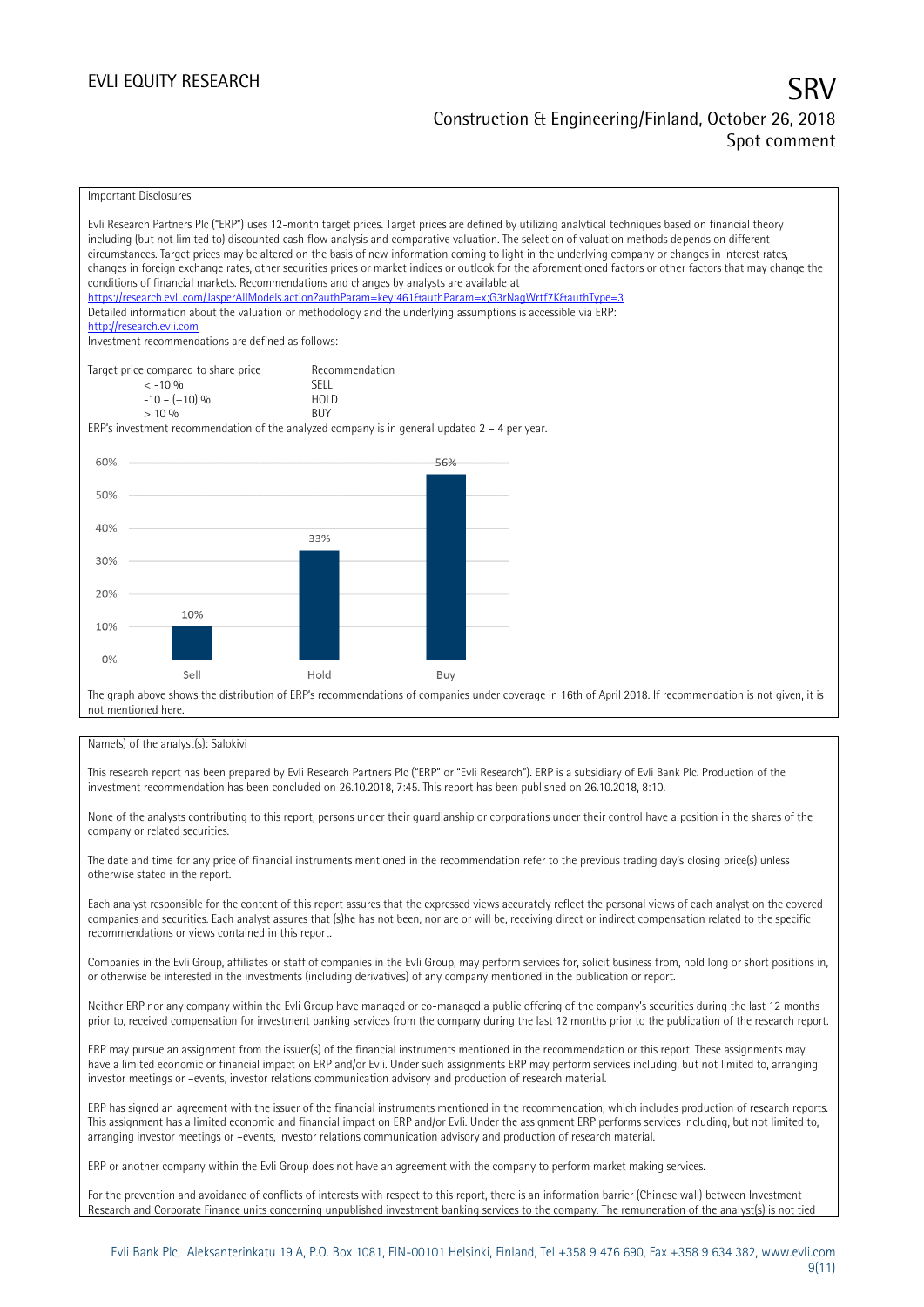Important Disclosures

Evli Research Partners Plc ("ERP") uses 12-month target prices. Target prices are defined by utilizing analytical techniques based on financial theory including (but not limited to) discounted cash flow analysis and comparative valuation. The selection of valuation methods depends on different circumstances. Target prices may be altered on the basis of new information coming to light in the underlying company or changes in interest rates, changes in foreign exchange rates, other securities prices or market indices or outlook for the aforementioned factors or other factors that may change the conditions of financial markets. Recommendations and changes by analysts are available at
https://research.evli.com/JasperAllModels.action?authParam=key;461&authParam=x;G3rNagWrtf7K&authType=3
Detailed information about the valuation or methodology and the underlying assumptions is accessible via ERP:
http://research.evli.com
Investment recommendations are defined as follows:

| Target price compared to share price | Recommendation |
|---|---|
| < -10 % | SELL |
| -10 – (+10) % | HOLD |
| > 10 % | BUY |

ERP's investment recommendation of the analyzed company is in general updated 2 – 4 per year.

| | Sell | Hold | Buy |
|---|---|---|---|
| Share of recommendations | 10% | 33% | 56% |

The graph above shows the distribution of ERP's recommendations of companies under coverage in 16th of April 2018. If recommendation is not given, it is not mentioned here.

Name(s) of the analyst(s): Salokivi

This research report has been prepared by Evli Research Partners Plc ("ERP" or "Evli Research"). ERP is a subsidiary of Evli Bank Plc. Production of the investment recommendation has been concluded on 26.10.2018, 7:45. This report has been published on 26.10.2018, 8:10.

None of the analysts contributing to this report, persons under their guardianship or corporations under their control have a position in the shares of the company or related securities.

The date and time for any price of financial instruments mentioned in the recommendation refer to the previous trading day's closing price(s) unless otherwise stated in the report.

Each analyst responsible for the content of this report assures that the expressed views accurately reflect the personal views of each analyst on the covered companies and securities. Each analyst assures that (s)he has not been, nor are or will be, receiving direct or indirect compensation related to the specific recommendations or views contained in this report.

Companies in the Evli Group, affiliates or staff of companies in the Evli Group, may perform services for, solicit business from, hold long or short positions in, or otherwise be interested in the investments (including derivatives) of any company mentioned in the publication or report.

Neither ERP nor any company within the Evli Group have managed or co-managed a public offering of the company's securities during the last 12 months prior to, received compensation for investment banking services from the company during the last 12 months prior to the publication of the research report.

ERP may pursue an assignment from the issuer(s) of the financial instruments mentioned in the recommendation or this report. These assignments may have a limited economic or financial impact on ERP and/or Evli. Under such assignments ERP may perform services including, but not limited to, arranging investor meetings or –events, investor relations communication advisory and production of research material.

ERP has signed an agreement with the issuer of the financial instruments mentioned in the recommendation, which includes production of research reports. This assignment has a limited economic and financial impact on ERP and/or Evli. Under the assignment ERP performs services including, but not limited to, arranging investor meetings or –events, investor relations communication advisory and production of research material.

ERP or another company within the Evli Group does not have an agreement with the company to perform market making services.

For the prevention and avoidance of conflicts of interests with respect to this report, there is an information barrier (Chinese wall) between Investment Research and Corporate Finance units concerning unpublished investment banking services to the company. The remuneration of the analyst(s) is not tied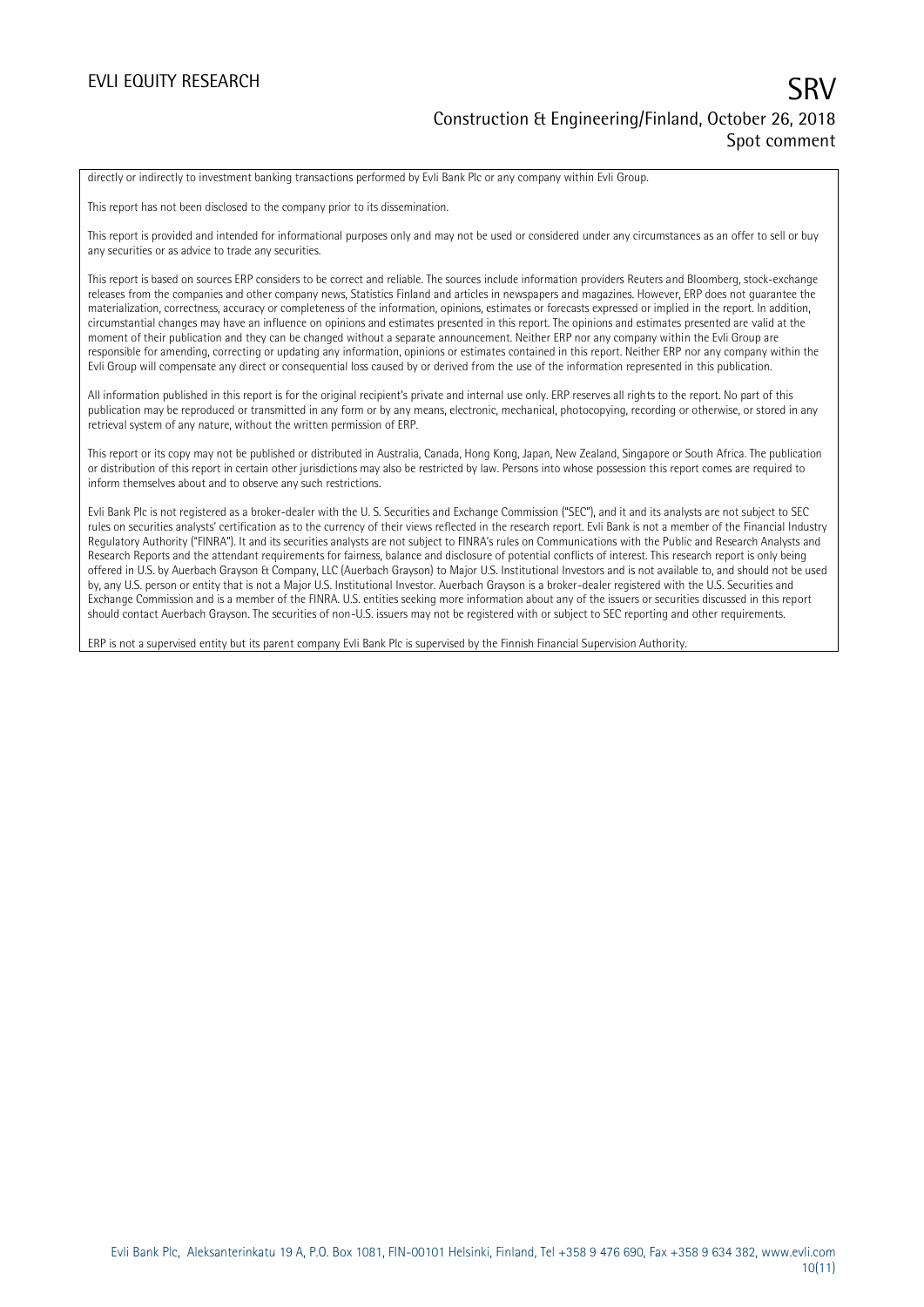directly or indirectly to investment banking transactions performed by Evli Bank Plc or any company within Evli Group.

This report has not been disclosed to the company prior to its dissemination.

This report is provided and intended for informational purposes only and may not be used or considered under any circumstances as an offer to sell or buy any securities or as advice to trade any securities.

This report is based on sources ERP considers to be correct and reliable. The sources include information providers Reuters and Bloomberg, stock-exchange releases from the companies and other company news, Statistics Finland and articles in newspapers and magazines. However, ERP does not guarantee the materialization, correctness, accuracy or completeness of the information, opinions, estimates or forecasts expressed or implied in the report. In addition, circumstantial changes may have an influence on opinions and estimates presented in this report. The opinions and estimates presented are valid at the moment of their publication and they can be changed without a separate announcement. Neither ERP nor any company within the Evli Group are responsible for amending, correcting or updating any information, opinions or estimates contained in this report. Neither ERP nor any company within the Evli Group will compensate any direct or consequential loss caused by or derived from the use of the information represented in this publication.

All information published in this report is for the original recipient's private and internal use only. ERP reserves all rights to the report. No part of this publication may be reproduced or transmitted in any form or by any means, electronic, mechanical, photocopying, recording or otherwise, or stored in any retrieval system of any nature, without the written permission of ERP.

This report or its copy may not be published or distributed in Australia, Canada, Hong Kong, Japan, New Zealand, Singapore or South Africa. The publication or distribution of this report in certain other jurisdictions may also be restricted by law. Persons into whose possession this report comes are required to inform themselves about and to observe any such restrictions.

Evli Bank Plc is not registered as a broker-dealer with the U. S. Securities and Exchange Commission ("SEC"), and it and its analysts are not subject to SEC rules on securities analysts' certification as to the currency of their views reflected in the research report. Evli Bank is not a member of the Financial Industry Regulatory Authority ("FINRA"). It and its securities analysts are not subject to FINRA's rules on Communications with the Public and Research Analysts and Research Reports and the attendant requirements for fairness, balance and disclosure of potential conflicts of interest. This research report is only being offered in U.S. by Auerbach Grayson & Company, LLC (Auerbach Grayson) to Major U.S. Institutional Investors and is not available to, and should not be used by, any U.S. person or entity that is not a Major U.S. Institutional Investor. Auerbach Grayson is a broker-dealer registered with the U.S. Securities and Exchange Commission and is a member of the FINRA. U.S. entities seeking more information about any of the issuers or securities discussed in this report should contact Auerbach Grayson. The securities of non-U.S. issuers may not be registered with or subject to SEC reporting and other requirements.

ERP is not a supervised entity but its parent company Evli Bank Plc is supervised by the Finnish Financial Supervision Authority.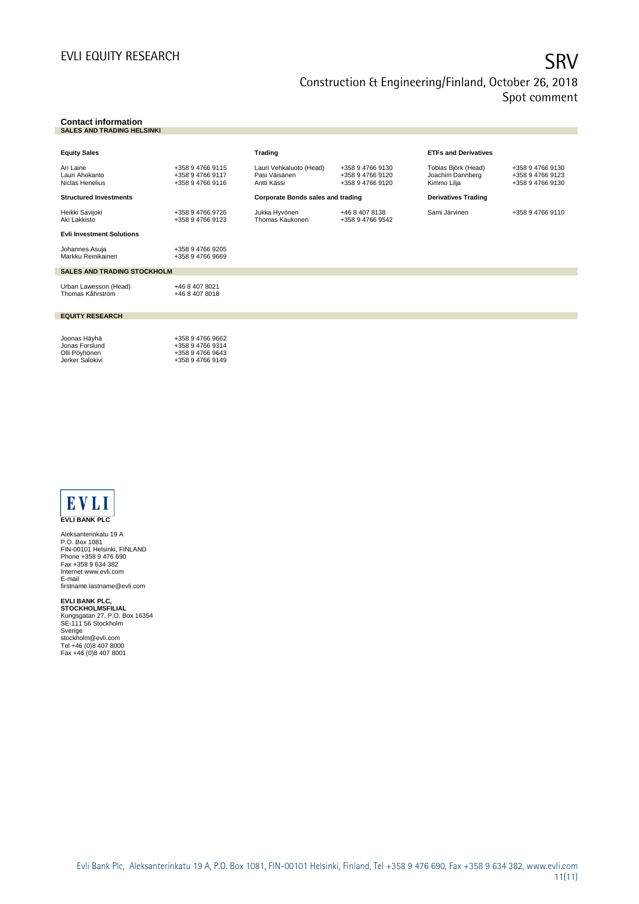## Contact information

**SALES AND TRADING HELSINKI**

| | | | | | |
|---|---|---|---|---|---|
| **Equity Sales** | | **Trading** | | **ETFs and Derivatives** | |
| Ari Laine | +358 9 4766 9115 | Lauri Vehkaluoto (Head) | +358 9 4766 9130 | Tobias Björk (Head) | +358 9 4766 9130 |
| Lauri Ahokanto | +358 9 4766 9117 | Pasi Väisänen | +358 9 4766 9120 | Joachim Dannberg | +358 9 4766 9123 |
| Niclas Henelius | +358 9 4766 9116 | Antti Kässi | +358 9 4766 9120 | Kimmo Lilja | +358 9 4766 9130 |
| **Structured Investments** | | **Corporate Bonds sales and trading** | | **Derivatives Trading** | |
| Heikki Savijoki | +358 9 4766 9726 | Jukka Hyvönen | +46 8 407 8138 | Sami Järvinen | +358 9 4766 9110 |
| Aki Lakkisto | +358 9 4766 9123 | Thomas Kaukonen | +358 9 4766 9542 | | |
| **Evli Investment Solutions** | | | | | |
| Johannes Asuja | +358 9 4766 9205 | | | | |
| Markku Reinikainen | +358 9 4766 9669 | | | | |

**SALES AND TRADING STOCKHOLM**

| | |
|---|---|
| Urban Lawesson (Head) | +46 8 407 8021 |
| Thomas Kåhrström | +46 8 407 8018 |

**EQUITY RESEARCH**

| | |
|---|---|
| Joonas Häyhä | +358 9 4766 9662 |
| Jonas Forslund | +358 9 4766 9314 |
| Olli Pöyhönen | +358 9 4766 9643 |
| Jerker Salokivi | +358 9 4766 9149 |

EVLI

**EVLI BANK PLC**

Aleksanterinkatu 19 A
P.O. Box 1081
FIN-00101 Helsinki, FINLAND
Phone +358 9 476 690
Fax +358 9 634 382
Internet www.evli.com
E-mail
firstname.lastname@evli.com

**EVLI BANK PLC, STOCKHOLMSFILIAL**
Kungsgatan 27, P.O. Box 16354
SE-111 56 Stockholm
Sverige
stockholm@evli.com
Tel +46 (0)8 407 8000
Fax +46 (0)8 407 8001